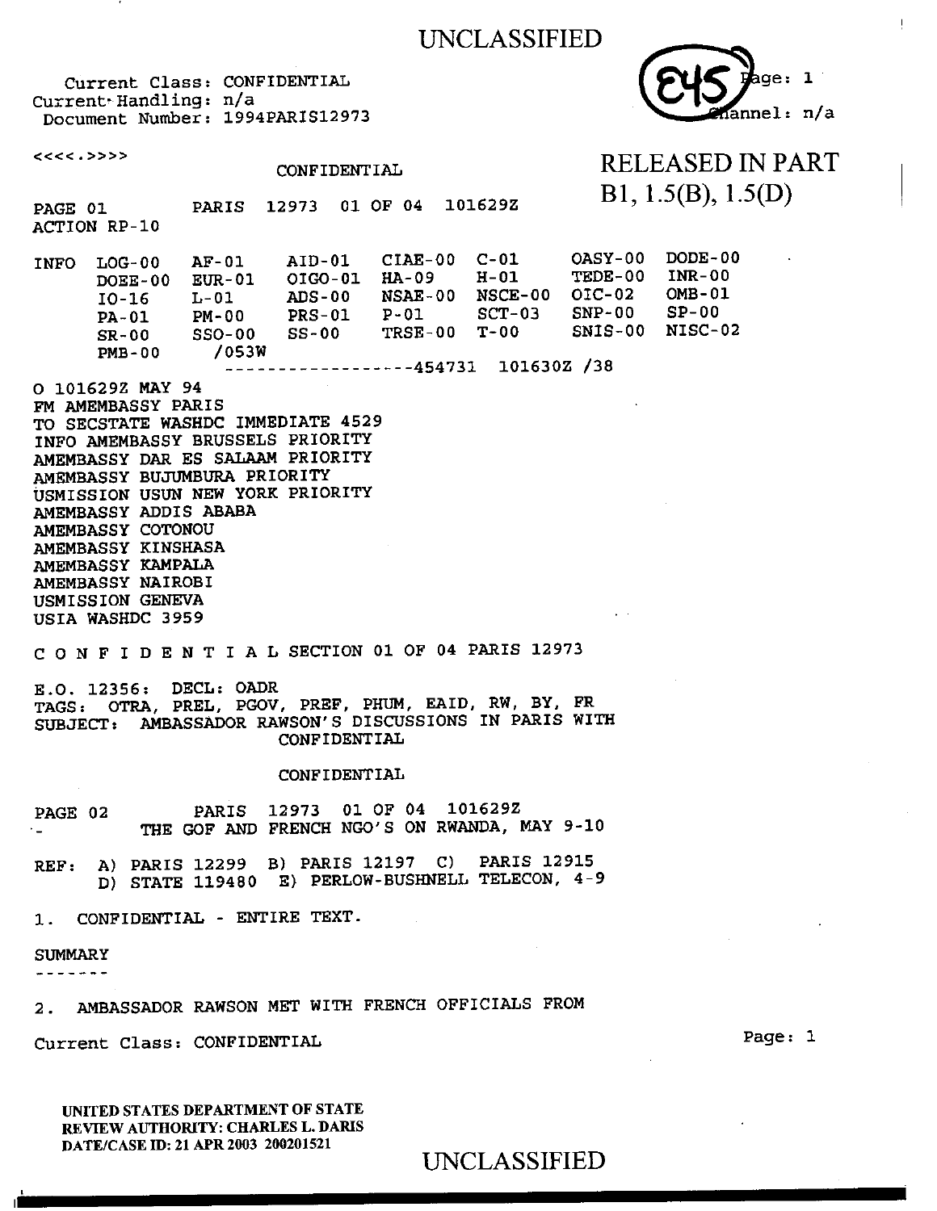UNCLASSIFIED

Current Class: CONFIDENTIAL
Current Handling: n/a
Document Number: 1994PARIS12973

E45 Page: 1
Channel: n/a

RELEASED IN PART
B1, 1.5(B), 1.5(D)

<<<<.>>>>

CONFIDENTIAL

PAGE 01 PARIS 12973 01 OF 04 101629Z
ACTION RP-10

```
INFO  LOG-00   AF-01    AID-01   CIAE-00  C-01     OASY-00  DODE-00
      DOEE-00  EUR-01   OIGO-01  HA-09    H-01     TEDE-00  INR-00
      IO-16    L-01     ADS-00   NSAE-00  NSCE-00  OIC-02   OMB-01
      PA-01    PM-00    PRS-01   P-01     SCT-03   SNP-00   SP-00
      SR-00    SSO-00   SS-00    TRSE-00  T-00     SNIS-00  NISC-02
      PMB-00   /053W
                    ------------------454731  101630Z /38
```

O 101629Z MAY 94
FM AMEMBASSY PARIS
TO SECSTATE WASHDC IMMEDIATE 4529
INFO AMEMBASSY BRUSSELS PRIORITY
AMEMBASSY DAR ES SALAAM PRIORITY
AMEMBASSY BUJUMBURA PRIORITY
USMISSION USUN NEW YORK PRIORITY
AMEMBASSY ADDIS ABABA
AMEMBASSY COTONOU
AMEMBASSY KINSHASA
AMEMBASSY KAMPALA
AMEMBASSY NAIROBI
USMISSION GENEVA
USIA WASHDC 3959

C O N F I D E N T I A L SECTION 01 OF 04 PARIS 12973

E.O. 12356: DECL: OADR
TAGS: OTRA, PREL, PGOV, PREF, PHUM, EAID, RW, BY, FR
SUBJECT: AMBASSADOR RAWSON'S DISCUSSIONS IN PARIS WITH
CONFIDENTIAL

CONFIDENTIAL

PAGE 02 PARIS 12973 01 OF 04 101629Z
THE GOF AND FRENCH NGO'S ON RWANDA, MAY 9-10

REF: A) PARIS 12299 B) PARIS 12197 C) PARIS 12915
D) STATE 119480 E) PERLOW-BUSHNELL TELECON, 4-9

1. CONFIDENTIAL - ENTIRE TEXT.

SUMMARY
-------

2. AMBASSADOR RAWSON MET WITH FRENCH OFFICIALS FROM

Current Class: CONFIDENTIAL

UNITED STATES DEPARTMENT OF STATE
REVIEW AUTHORITY: CHARLES L. DARIS
DATE/CASE ID: 21 APR 2003 200201521

UNCLASSIFIED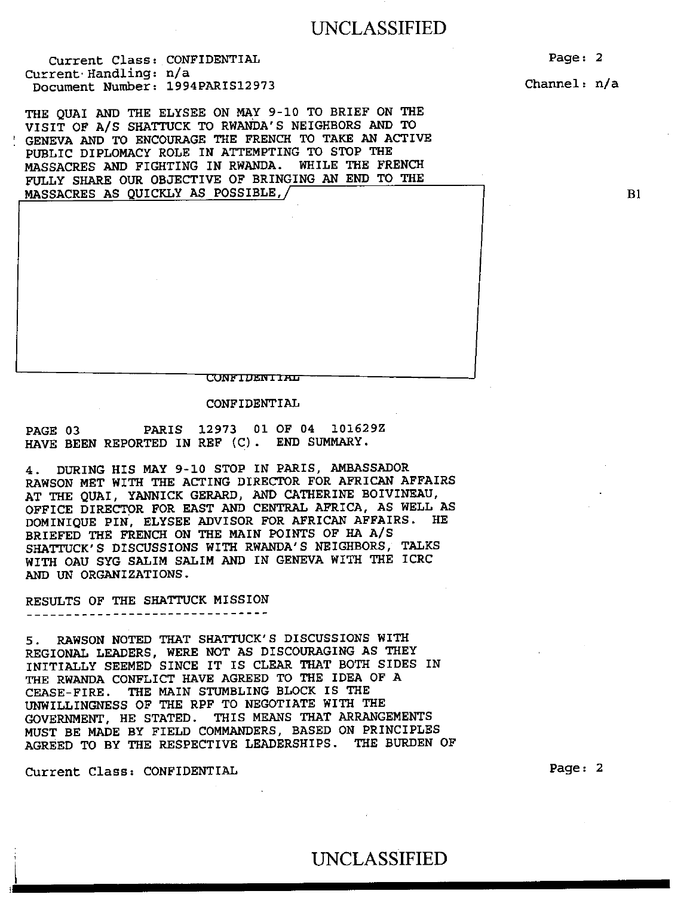THE QUAI AND THE ELYSEE ON MAY 9-10 TO BRIEF ON THE VISIT OF A/S SHATTUCK TO RWANDA'S NEIGHBORS AND TO GENEVA AND TO ENCOURAGE THE FRENCH TO TAKE AN ACTIVE PUBLIC DIPLOMACY ROLE IN ATTEMPTING TO STOP THE MASSACRES AND FIGHTING IN RWANDA. WHILE THE FRENCH FULLY SHARE OUR OBJECTIVE OF BRINGING AN END TO THE MASSACRES AS QUICKLY AS POSSIBLE,

B1

CONFIDENTIAL

CONFIDENTIAL

PAGE 03 PARIS 12973 01 OF 04 101629Z
HAVE BEEN REPORTED IN REF (C). END SUMMARY.

4. DURING HIS MAY 9-10 STOP IN PARIS, AMBASSADOR RAWSON MET WITH THE ACTING DIRECTOR FOR AFRICAN AFFAIRS AT THE QUAI, YANNICK GERARD, AND CATHERINE BOIVINEAU, OFFICE DIRECTOR FOR EAST AND CENTRAL AFRICA, AS WELL AS DOMINIQUE PIN, ELYSEE ADVISOR FOR AFRICAN AFFAIRS. HE BRIEFED THE FRENCH ON THE MAIN POINTS OF HA A/S SHATTUCK'S DISCUSSIONS WITH RWANDA'S NEIGHBORS, TALKS WITH OAU SYG SALIM SALIM AND IN GENEVA WITH THE ICRC AND UN ORGANIZATIONS.

RESULTS OF THE SHATTUCK MISSION
------------------------------

5. RAWSON NOTED THAT SHATTUCK'S DISCUSSIONS WITH REGIONAL LEADERS, WERE NOT AS DISCOURAGING AS THEY INITIALLY SEEMED SINCE IT IS CLEAR THAT BOTH SIDES IN THE RWANDA CONFLICT HAVE AGREED TO THE IDEA OF A CEASE-FIRE. THE MAIN STUMBLING BLOCK IS THE UNWILLINGNESS OF THE RPF TO NEGOTIATE WITH THE GOVERNMENT, HE STATED. THIS MEANS THAT ARRANGEMENTS MUST BE MADE BY FIELD COMMANDERS, BASED ON PRINCIPLES AGREED TO BY THE RESPECTIVE LEADERSHIPS. THE BURDEN OF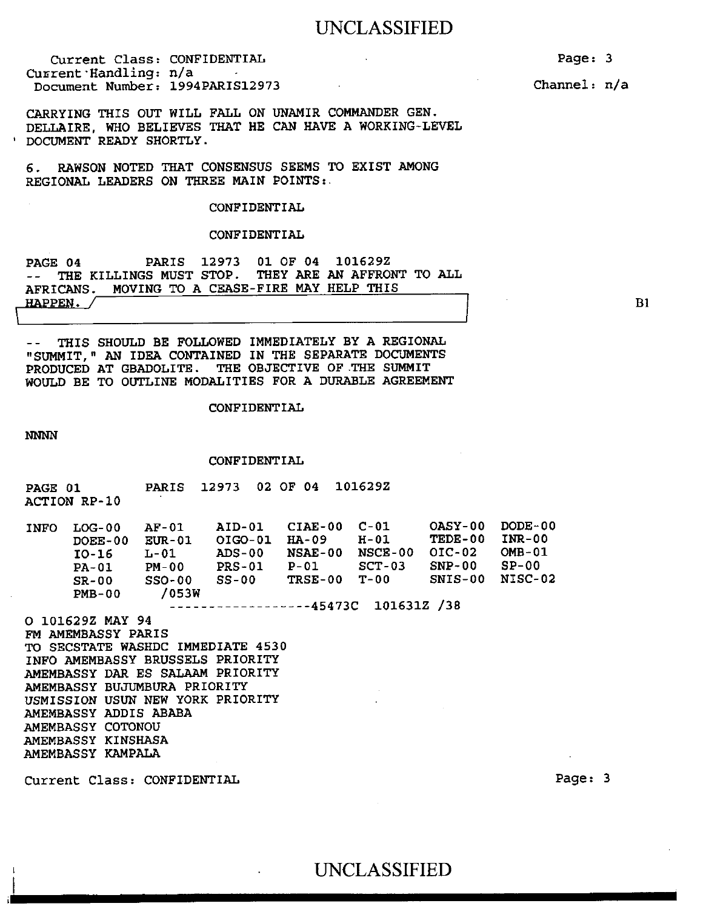Current Class: CONFIDENTIAL
Current Handling: n/a
Document Number: 1994PARIS12973

Channel: n/a

CARRYING THIS OUT WILL FALL ON UNAMIR COMMANDER GEN. DELLAIRE, WHO BELIEVES THAT HE CAN HAVE A WORKING-LEVEL DOCUMENT READY SHORTLY.

6. RAWSON NOTED THAT CONSENSUS SEEMS TO EXIST AMONG REGIONAL LEADERS ON THREE MAIN POINTS:

CONFIDENTIAL

CONFIDENTIAL

PAGE 04 PARIS 12973 01 OF 04 101629Z

-- THE KILLINGS MUST STOP. THEY ARE AN AFFRONT TO ALL AFRICANS. MOVING TO A CEASE-FIRE MAY HELP THIS HAPPEN.

B1

-- THIS SHOULD BE FOLLOWED IMMEDIATELY BY A REGIONAL "SUMMIT," AN IDEA CONTAINED IN THE SEPARATE DOCUMENTS PRODUCED AT GBADOLITE. THE OBJECTIVE OF THE SUMMIT WOULD BE TO OUTLINE MODALITIES FOR A DURABLE AGREEMENT

CONFIDENTIAL

NNNN

CONFIDENTIAL

PAGE 01 PARIS 12973 02 OF 04 101629Z
ACTION RP-10

| INFO | LOG-00 | AF-01 | AID-01 | CIAE-00 | C-01 | OASY-00 | DODE-00 |
|---|---|---|---|---|---|---|---|
| | DOEE-00 | EUR-01 | OIGO-01 | HA-09 | H-01 | TEDE-00 | INR-00 |
| | IO-16 | L-01 | ADS-00 | NSAE-00 | NSCE-00 | OIC-02 | OMB-01 |
| | PA-01 | PM-00 | PRS-01 | P-01 | SCT-03 | SNP-00 | SP-00 |
| | SR-00 | SSO-00 | SS-00 | TRSE-00 | T-00 | SNIS-00 | NISC-02 |
| | PMB-00 | /053W | | | | | |

------------------45473C 101631Z /38

O 101629Z MAY 94
FM AMEMBASSY PARIS
TO SECSTATE WASHDC IMMEDIATE 4530
INFO AMEMBASSY BRUSSELS PRIORITY
AMEMBASSY DAR ES SALAAM PRIORITY
AMEMBASSY BUJUMBURA PRIORITY
USMISSION USUN NEW YORK PRIORITY
AMEMBASSY ADDIS ABABA
AMEMBASSY COTONOU
AMEMBASSY KINSHASA
AMEMBASSY KAMPALA

Current Class: CONFIDENTIAL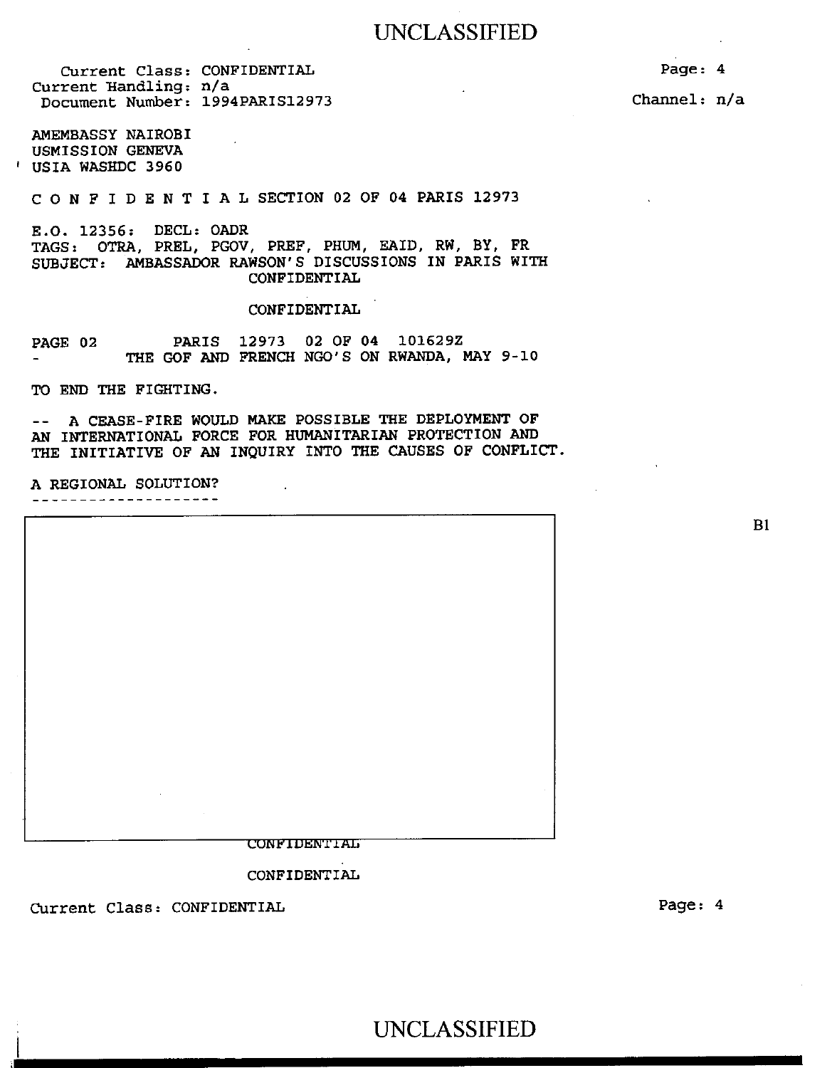Current Class: CONFIDENTIAL
Current Handling: n/a
Document Number: 1994PARIS12973

Channel: n/a

AMEMBASSY NAIROBI
USMISSION GENEVA
USIA WASHDC 3960

C O N F I D E N T I A L SECTION 02 OF 04 PARIS 12973

E.O. 12356: DECL: OADR
TAGS: OTRA, PREL, PGOV, PREF, PHUM, EAID, RW, BY, FR
SUBJECT: AMBASSADOR RAWSON'S DISCUSSIONS IN PARIS WITH
CONFIDENTIAL

CONFIDENTIAL

PAGE 02 PARIS 12973 02 OF 04 101629Z
- THE GOF AND FRENCH NGO'S ON RWANDA, MAY 9-10

TO END THE FIGHTING.

-- A CEASE-FIRE WOULD MAKE POSSIBLE THE DEPLOYMENT OF AN INTERNATIONAL FORCE FOR HUMANITARIAN PROTECTION AND THE INITIATIVE OF AN INQUIRY INTO THE CAUSES OF CONFLICT.

A REGIONAL SOLUTION?
--------------------

B1

CONFIDENTIAL

CONFIDENTIAL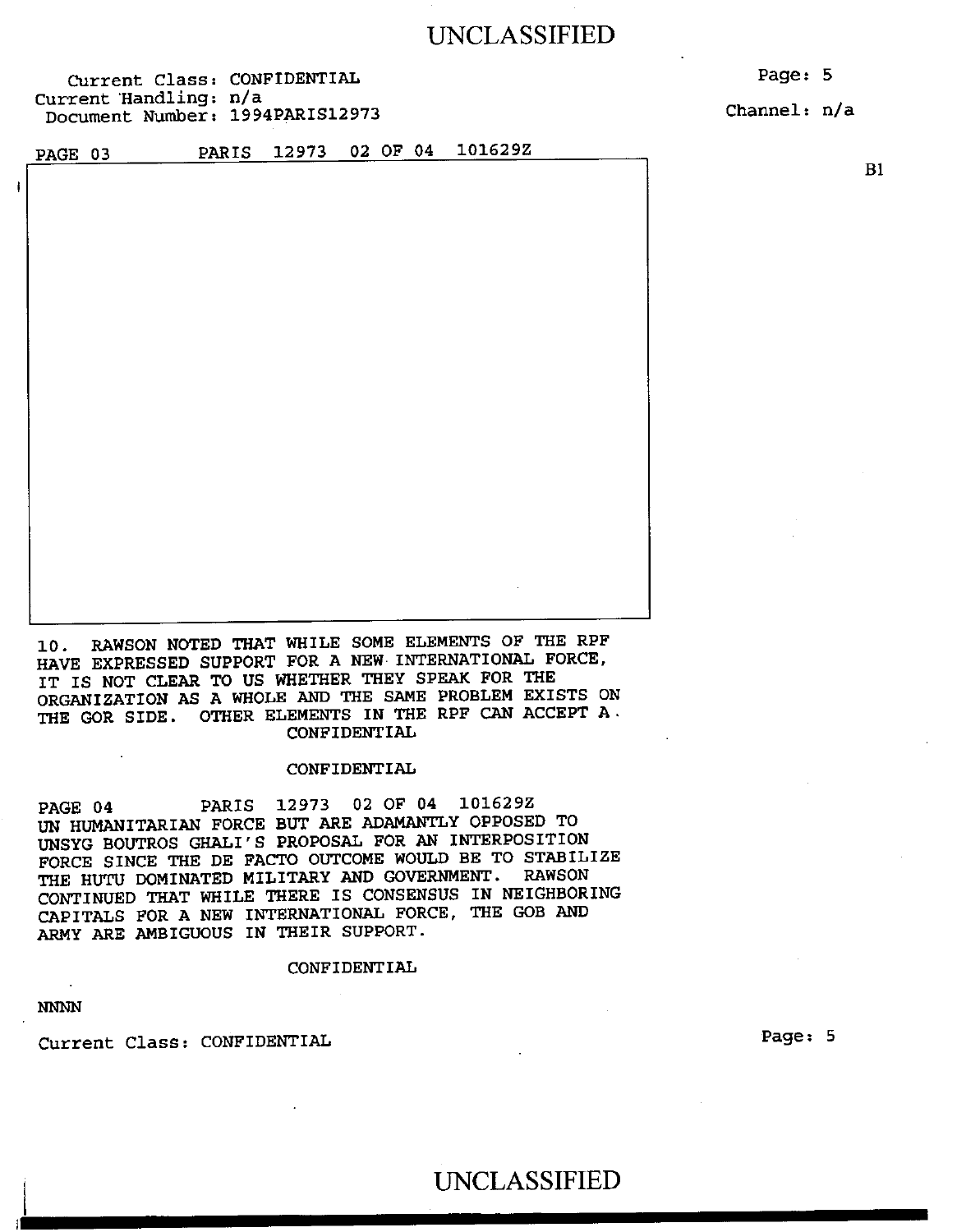Current Class: CONFIDENTIAL
Current Handling: n/a
Document Number: 1994PARIS12973

Channel: n/a

PAGE 03 PARIS 12973 02 OF 04 101629Z

B1

10. RAWSON NOTED THAT WHILE SOME ELEMENTS OF THE RPF HAVE EXPRESSED SUPPORT FOR A NEW INTERNATIONAL FORCE, IT IS NOT CLEAR TO US WHETHER THEY SPEAK FOR THE ORGANIZATION AS A WHOLE AND THE SAME PROBLEM EXISTS ON THE GOR SIDE. OTHER ELEMENTS IN THE RPF CAN ACCEPT A

CONFIDENTIAL

CONFIDENTIAL

PAGE 04 PARIS 12973 02 OF 04 101629Z

UN HUMANITARIAN FORCE BUT ARE ADAMANTLY OPPOSED TO UNSYG BOUTROS GHALI'S PROPOSAL FOR AN INTERPOSITION FORCE SINCE THE DE FACTO OUTCOME WOULD BE TO STABILIZE THE HUTU DOMINATED MILITARY AND GOVERNMENT. RAWSON CONTINUED THAT WHILE THERE IS CONSENSUS IN NEIGHBORING CAPITALS FOR A NEW INTERNATIONAL FORCE, THE GOB AND ARMY ARE AMBIGUOUS IN THEIR SUPPORT.

CONFIDENTIAL

NNNN

Current Class: CONFIDENTIAL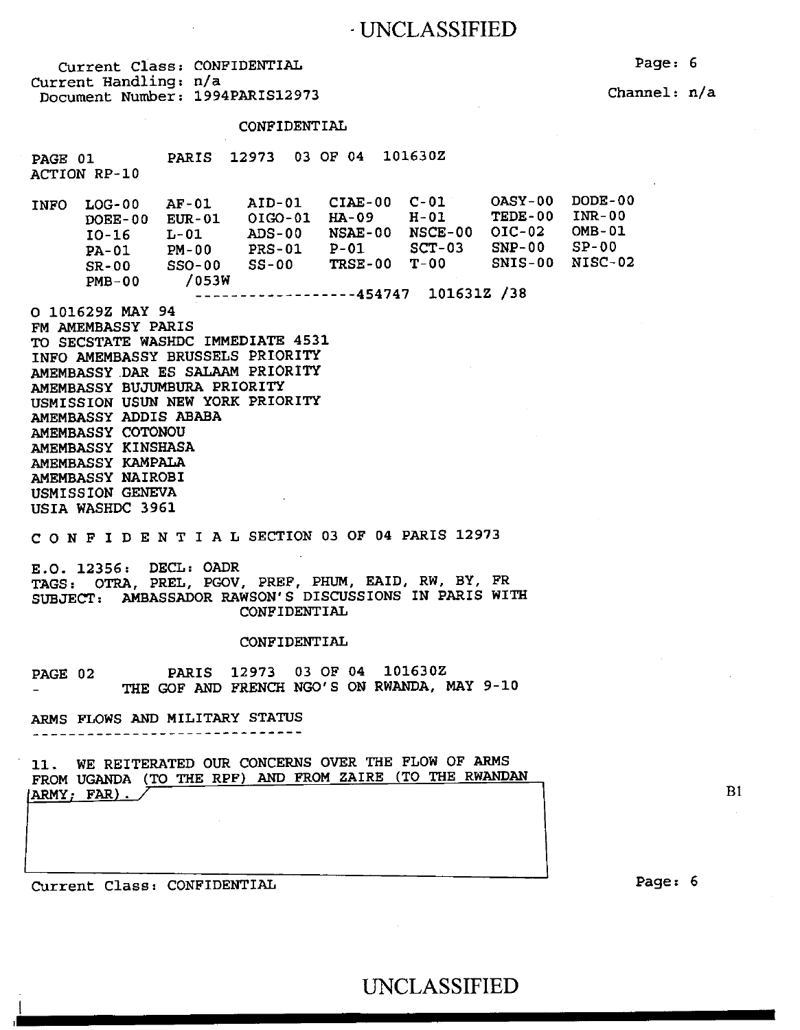Current Class: CONFIDENTIAL
Current Handling: n/a
Document Number: 1994PARIS12973

Channel: n/a

CONFIDENTIAL

```
PAGE 01        PARIS  12973  03 OF 04  101630Z
ACTION RP-10

INFO  LOG-00   AF-01    AID-01   CIAE-00  C-01     OASY-00  DODE-00
      DOEE-00  EUR-01   OIGO-01  HA-09    H-01     TEDE-00  INR-00
      IO-16    L-01     ADS-00   NSAE-00  NSCE-00  OIC-02   OMB-01
      PA-01    PM-00    PRS-01   P-01     SCT-03   SNP-00   SP-00
      SR-00    SSO-00   SS-00    TRSE-00  T-00     SNIS-00  NISC-02
      PMB-00    /053W
                    ------------------454747  101631Z /38
```

O 101629Z MAY 94
FM AMEMBASSY PARIS
TO SECSTATE WASHDC IMMEDIATE 4531
INFO AMEMBASSY BRUSSELS PRIORITY
AMEMBASSY DAR ES SALAAM PRIORITY
AMEMBASSY BUJUMBURA PRIORITY
USMISSION USUN NEW YORK PRIORITY
AMEMBASSY ADDIS ABABA
AMEMBASSY COTONOU
AMEMBASSY KINSHASA
AMEMBASSY KAMPALA
AMEMBASSY NAIROBI
USMISSION GENEVA
USIA WASHDC 3961

C O N F I D E N T I A L SECTION 03 OF 04 PARIS 12973

E.O. 12356: DECL: OADR
TAGS: OTRA, PREL, PGOV, PREF, PHUM, EAID, RW, BY, FR
SUBJECT: AMBASSADOR RAWSON'S DISCUSSIONS IN PARIS WITH
CONFIDENTIAL

CONFIDENTIAL

PAGE 02        PARIS  12973  03 OF 04  101630Z
\- THE GOF AND FRENCH NGO'S ON RWANDA, MAY 9-10

ARMS FLOWS AND MILITARY STATUS
\------------------------------

11. WE REITERATED OUR CONCERNS OVER THE FLOW OF ARMS FROM UGANDA (TO THE RPF) AND FROM ZAIRE (TO THE RWANDAN ARMY; FAR).

B1

Current Class: CONFIDENTIAL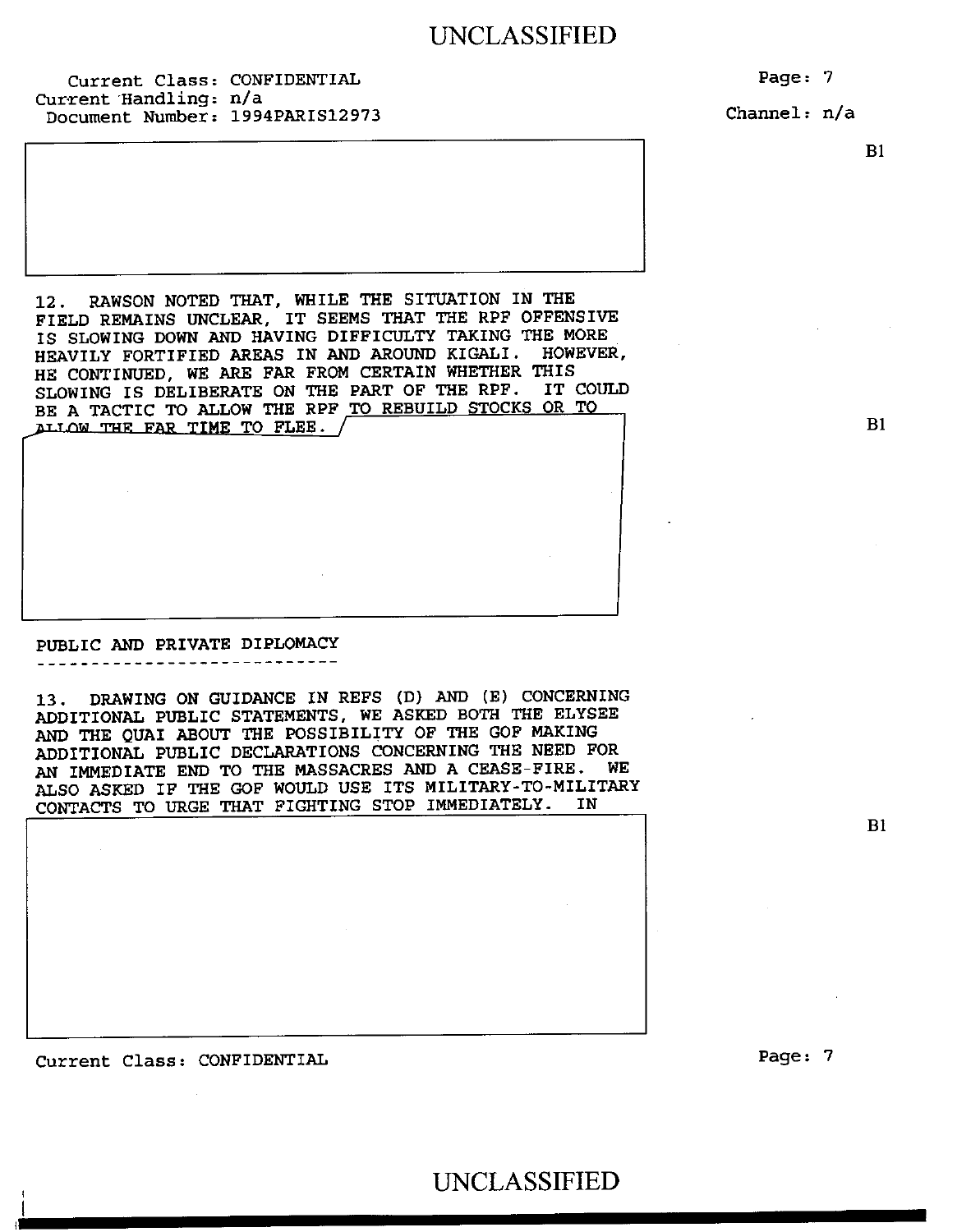Current Class: CONFIDENTIAL
Current Handling: n/a
Document Number: 1994PARIS12973

Channel: n/a

B1

12. RAWSON NOTED THAT, WHILE THE SITUATION IN THE FIELD REMAINS UNCLEAR, IT SEEMS THAT THE RPF OFFENSIVE IS SLOWING DOWN AND HAVING DIFFICULTY TAKING THE MORE HEAVILY FORTIFIED AREAS IN AND AROUND KIGALI. HOWEVER, HE CONTINUED, WE ARE FAR FROM CERTAIN WHETHER THIS SLOWING IS DELIBERATE ON THE PART OF THE RPF. IT COULD BE A TACTIC TO ALLOW THE RPF TO REBUILD STOCKS OR TO ALLOW THE FAR TIME TO FLEE.

B1

PUBLIC AND PRIVATE DIPLOMACY

13. DRAWING ON GUIDANCE IN REFS (D) AND (E) CONCERNING ADDITIONAL PUBLIC STATEMENTS, WE ASKED BOTH THE ELYSEE AND THE QUAI ABOUT THE POSSIBILITY OF THE GOF MAKING ADDITIONAL PUBLIC DECLARATIONS CONCERNING THE NEED FOR AN IMMEDIATE END TO THE MASSACRES AND A CEASE-FIRE. WE ALSO ASKED IF THE GOF WOULD USE ITS MILITARY-TO-MILITARY CONTACTS TO URGE THAT FIGHTING STOP IMMEDIATELY. IN

B1

Current Class: CONFIDENTIAL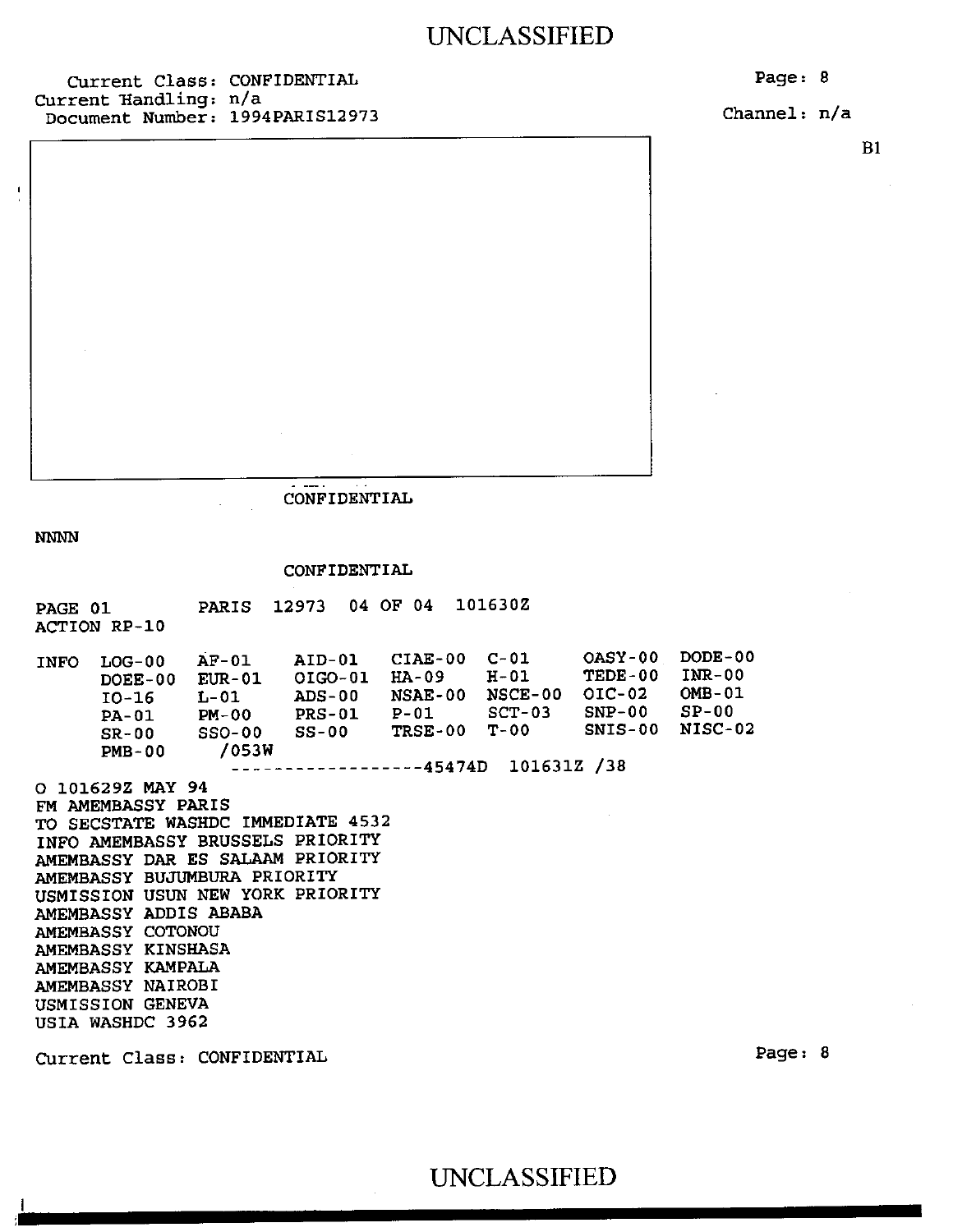Current Class: CONFIDENTIAL
Current Handling: n/a
Document Number: 1994PARIS12973

Channel: n/a

B1

CONFIDENTIAL

NNNN

CONFIDENTIAL

PAGE 01 PARIS 12973 04 OF 04 101630Z
ACTION RP-10

```
INFO  LOG-00   AF-01    AID-01   CIAE-00  C-01     OASY-00  DODE-00
      DOEE-00  EUR-01   OIGO-01  HA-09    H-01     TEDE-00  INR-00
      IO-16    L-01     ADS-00   NSAE-00  NSCE-00  OIC-02   OMB-01
      PA-01    PM-00    PRS-01   P-01     SCT-03   SNP-00   SP-00
      SR-00    SSO-00   SS-00    TRSE-00  T-00     SNIS-00  NISC-02
      PMB-00   /053W
                ------------------45474D  101631Z /38
```

O 101629Z MAY 94
FM AMEMBASSY PARIS
TO SECSTATE WASHDC IMMEDIATE 4532
INFO AMEMBASSY BRUSSELS PRIORITY
AMEMBASSY DAR ES SALAAM PRIORITY
AMEMBASSY BUJUMBURA PRIORITY
USMISSION USUN NEW YORK PRIORITY
AMEMBASSY ADDIS ABABA
AMEMBASSY COTONOU
AMEMBASSY KINSHASA
AMEMBASSY KAMPALA
AMEMBASSY NAIROBI
USMISSION GENEVA
USIA WASHDC 3962

Current Class: CONFIDENTIAL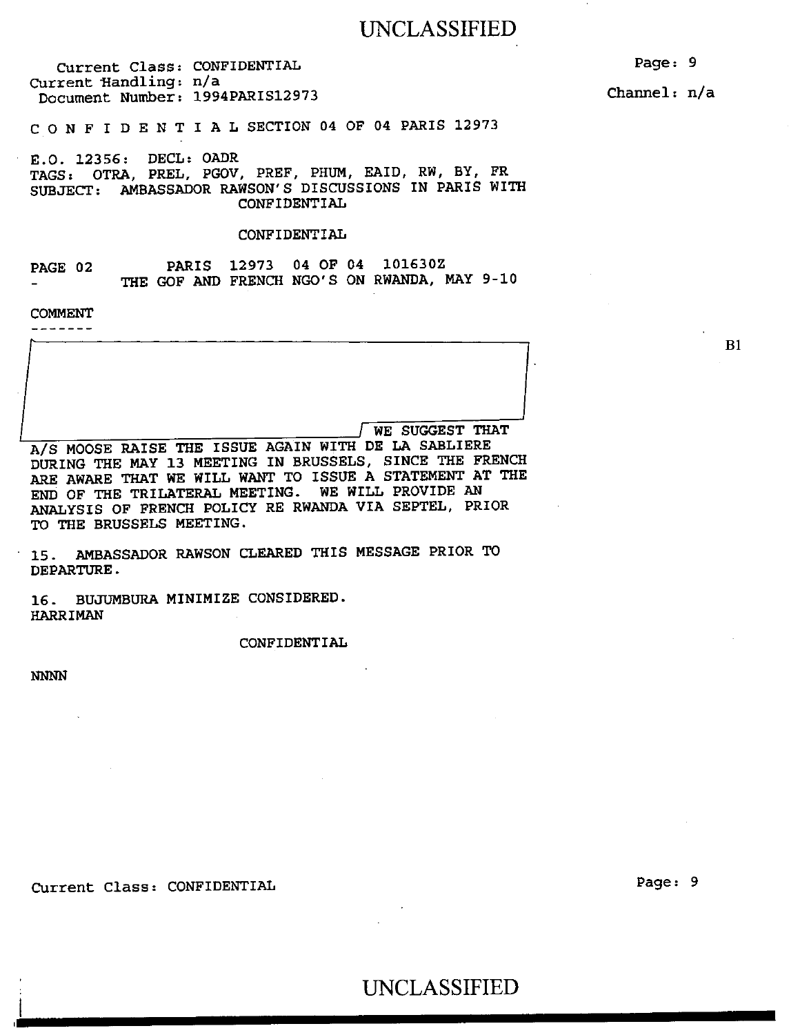Current Class: CONFIDENTIAL
Current Handling: n/a
Document Number: 1994PARIS12973

Channel: n/a

C O N F I D E N T I A L SECTION 04 OF 04 PARIS 12973

E.O. 12356: DECL: OADR
TAGS: OTRA, PREL, PGOV, PREF, PHUM, EAID, RW, BY, FR
SUBJECT: AMBASSADOR RAWSON'S DISCUSSIONS IN PARIS WITH
CONFIDENTIAL

CONFIDENTIAL

PAGE 02 PARIS 12973 04 OF 04 101630Z
- THE GOF AND FRENCH NGO'S ON RWANDA, MAY 9-10

COMMENT
-------

B1

WE SUGGEST THAT A/S MOOSE RAISE THE ISSUE AGAIN WITH DE LA SABLIERE DURING THE MAY 13 MEETING IN BRUSSELS, SINCE THE FRENCH ARE AWARE THAT WE WILL WANT TO ISSUE A STATEMENT AT THE END OF THE TRILATERAL MEETING. WE WILL PROVIDE AN ANALYSIS OF FRENCH POLICY RE RWANDA VIA SEPTEL, PRIOR TO THE BRUSSELS MEETING.

15. AMBASSADOR RAWSON CLEARED THIS MESSAGE PRIOR TO DEPARTURE.

16. BUJUMBURA MINIMIZE CONSIDERED.
HARRIMAN

CONFIDENTIAL

NNNN

Current Class: CONFIDENTIAL